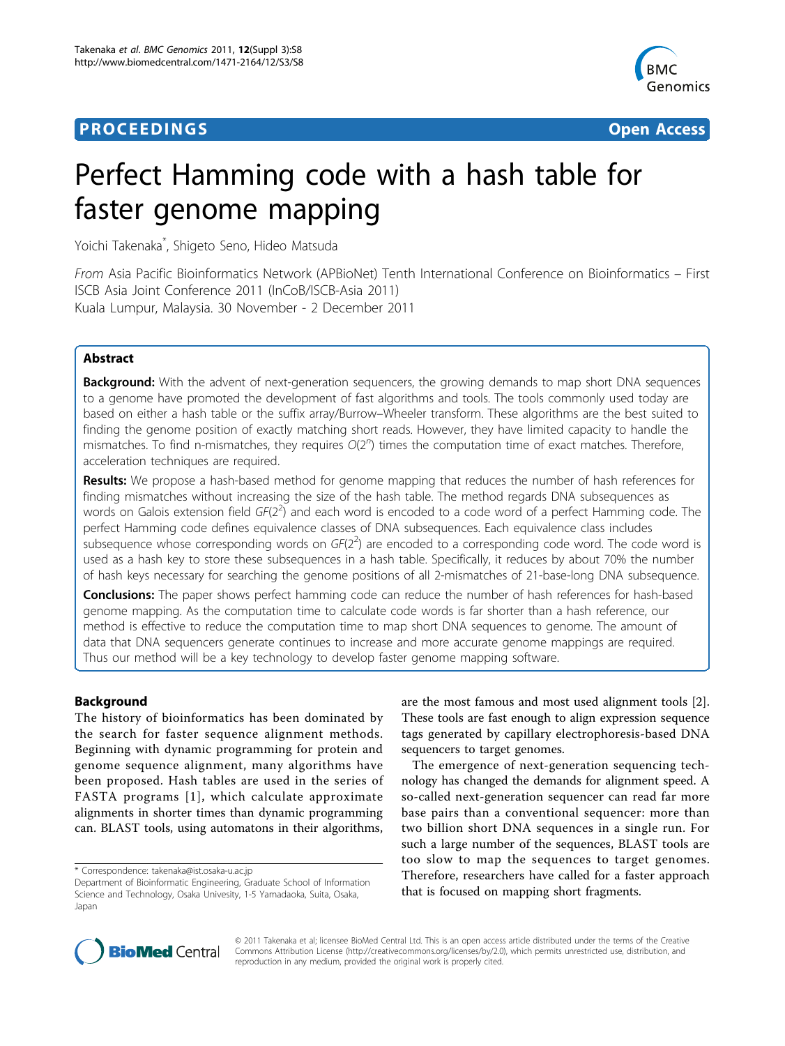**PROCEEDINGS** **Open Access**

# Perfect Hamming code with a hash table for faster genome mapping

Yoichi Takenaka*, Shigeto Seno, Hideo Matsuda

*From* Asia Pacific Bioinformatics Network (APBioNet) Tenth International Conference on Bioinformatics – First ISCB Asia Joint Conference 2011 (InCoB/ISCB-Asia 2011)
Kuala Lumpur, Malaysia. 30 November - 2 December 2011

## Abstract

**Background:** With the advent of next-generation sequencers, the growing demands to map short DNA sequences to a genome have promoted the development of fast algorithms and tools. The tools commonly used today are based on either a hash table or the suffix array/Burrow–Wheeler transform. These algorithms are the best suited to finding the genome position of exactly matching short reads. However, they have limited capacity to handle the mismatches. To find n-mismatches, they requires $O(2^n)$ times the computation time of exact matches. Therefore, acceleration techniques are required.

**Results:** We propose a hash-based method for genome mapping that reduces the number of hash references for finding mismatches without increasing the size of the hash table. The method regards DNA subsequences as words on Galois extension field $GF(2^2)$ and each word is encoded to a code word of a perfect Hamming code. The perfect Hamming code defines equivalence classes of DNA subsequences. Each equivalence class includes subsequence whose corresponding words on $GF(2^2)$ are encoded to a corresponding code word. The code word is used as a hash key to store these subsequences in a hash table. Specifically, it reduces by about 70% the number of hash keys necessary for searching the genome positions of all 2-mismatches of 21-base-long DNA subsequence.

**Conclusions:** The paper shows perfect hamming code can reduce the number of hash references for hash-based genome mapping. As the computation time to calculate code words is far shorter than a hash reference, our method is effective to reduce the computation time to map short DNA sequences to genome. The amount of data that DNA sequencers generate continues to increase and more accurate genome mappings are required. Thus our method will be a key technology to develop faster genome mapping software.

## Background

The history of bioinformatics has been dominated by the search for faster sequence alignment methods. Beginning with dynamic programming for protein and genome sequence alignment, many algorithms have been proposed. Hash tables are used in the series of FASTA programs [1], which calculate approximate alignments in shorter times than dynamic programming can. BLAST tools, using automatons in their algorithms, are the most famous and most used alignment tools [2]. These tools are fast enough to align expression sequence tags generated by capillary electrophoresis-based DNA sequencers to target genomes.

The emergence of next-generation sequencing technology has changed the demands for alignment speed. A so-called next-generation sequencer can read far more base pairs than a conventional sequencer: more than two billion short DNA sequences in a single run. For such a large number of the sequences, BLAST tools are too slow to map the sequences to target genomes. Therefore, researchers have called for a faster approach that is focused on mapping short fragments.

* Correspondence: takenaka@ist.osaka-u.ac.jp
Department of Bioinformatic Engineering, Graduate School of Information Science and Technology, Osaka Univesity, 1-5 Yamadaoka, Suita, Osaka, Japan

© 2011 Takenaka et al; licensee BioMed Central Ltd. This is an open access article distributed under the terms of the Creative Commons Attribution License (http://creativecommons.org/licenses/by/2.0), which permits unrestricted use, distribution, and reproduction in any medium, provided the original work is properly cited.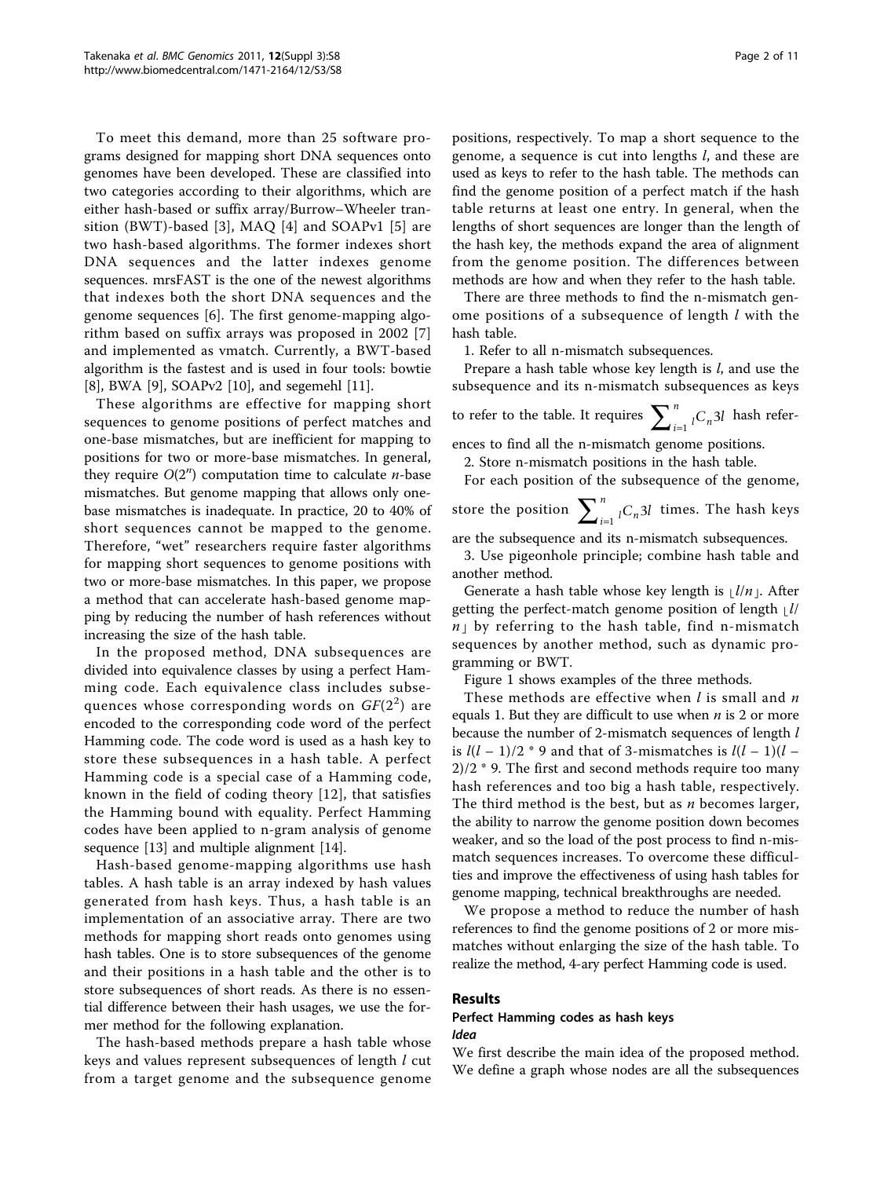To meet this demand, more than 25 software programs designed for mapping short DNA sequences onto genomes have been developed. These are classified into two categories according to their algorithms, which are either hash-based or suffix array/Burrow–Wheeler transition (BWT)-based [3], MAQ [4] and SOAPv1 [5] are two hash-based algorithms. The former indexes short DNA sequences and the latter indexes genome sequences. mrsFAST is the one of the newest algorithms that indexes both the short DNA sequences and the genome sequences [6]. The first genome-mapping algorithm based on suffix arrays was proposed in 2002 [7] and implemented as vmatch. Currently, a BWT-based algorithm is the fastest and is used in four tools: bowtie [8], BWA [9], SOAPv2 [10], and segemehl [11].

These algorithms are effective for mapping short sequences to genome positions of perfect matches and one-base mismatches, but are inefficient for mapping to positions for two or more-base mismatches. In general, they require $O(2^n)$ computation time to calculate $n$-base mismatches. But genome mapping that allows only one-base mismatches is inadequate. In practice, 20 to 40% of short sequences cannot be mapped to the genome. Therefore, "wet" researchers require faster algorithms for mapping short sequences to genome positions with two or more-base mismatches. In this paper, we propose a method that can accelerate hash-based genome mapping by reducing the number of hash references without increasing the size of the hash table.

In the proposed method, DNA subsequences are divided into equivalence classes by using a perfect Hamming code. Each equivalence class includes subsequences whose corresponding words on $GF(2^2)$ are encoded to the corresponding code word of the perfect Hamming code. The code word is used as a hash key to store these subsequences in a hash table. A perfect Hamming code is a special case of a Hamming code, known in the field of coding theory [12], that satisfies the Hamming bound with equality. Perfect Hamming codes have been applied to n-gram analysis of genome sequence [13] and multiple alignment [14].

Hash-based genome-mapping algorithms use hash tables. A hash table is an array indexed by hash values generated from hash keys. Thus, a hash table is an implementation of an associative array. There are two methods for mapping short reads onto genomes using hash tables. One is to store subsequences of the genome and their positions in a hash table and the other is to store subsequences of short reads. As there is no essential difference between their hash usages, we use the former method for the following explanation.

The hash-based methods prepare a hash table whose keys and values represent subsequences of length $l$ cut from a target genome and the subsequence genome positions, respectively. To map a short sequence to the genome, a sequence is cut into lengths $l$, and these are used as keys to refer to the hash table. The methods can find the genome position of a perfect match if the hash table returns at least one entry. In general, when the lengths of short sequences are longer than the length of the hash key, the methods expand the area of alignment from the genome position. The differences between methods are how and when they refer to the hash table.

There are three methods to find the n-mismatch genome positions of a subsequence of length $l$ with the hash table.

1. Refer to all n-mismatch subsequences.

Prepare a hash table whose key length is $l$, and use the subsequence and its n-mismatch subsequences as keys to refer to the table. It requires $\sum_{i=1}^{n} {}_{l}C_{n} 3l$ hash references to find all the n-mismatch genome positions.

2. Store n-mismatch positions in the hash table.

For each position of the subsequence of the genome, store the position $\sum_{i=1}^{n} {}_{l}C_{n} 3l$ times. The hash keys are the subsequence and its n-mismatch subsequences.

3. Use pigeonhole principle; combine hash table and another method.

Generate a hash table whose key length is $\lfloor l/n \rfloor$. After getting the perfect-match genome position of length $\lfloor l/n \rfloor$ by referring to the hash table, find n-mismatch sequences by another method, such as dynamic programming or BWT.

Figure 1 shows examples of the three methods.

These methods are effective when $l$ is small and $n$ equals 1. But they are difficult to use when $n$ is 2 or more because the number of 2-mismatch sequences of length $l$ is $l(l-1)/2 * 9$ and that of 3-mismatches is $l(l-1)(l-2)/2 * 9$. The first and second methods require too many hash references and too big a hash table, respectively. The third method is the best, but as $n$ becomes larger, the ability to narrow the genome position down becomes weaker, and so the load of the post process to find n-mismatch sequences increases. To overcome these difficulties and improve the effectiveness of using hash tables for genome mapping, technical breakthroughs are needed.

We propose a method to reduce the number of hash references to find the genome positions of 2 or more mismatches without enlarging the size of the hash table. To realize the method, 4-ary perfect Hamming code is used.

## Results

### Perfect Hamming codes as hash keys

#### *Idea*

We first describe the main idea of the proposed method. We define a graph whose nodes are all the subsequences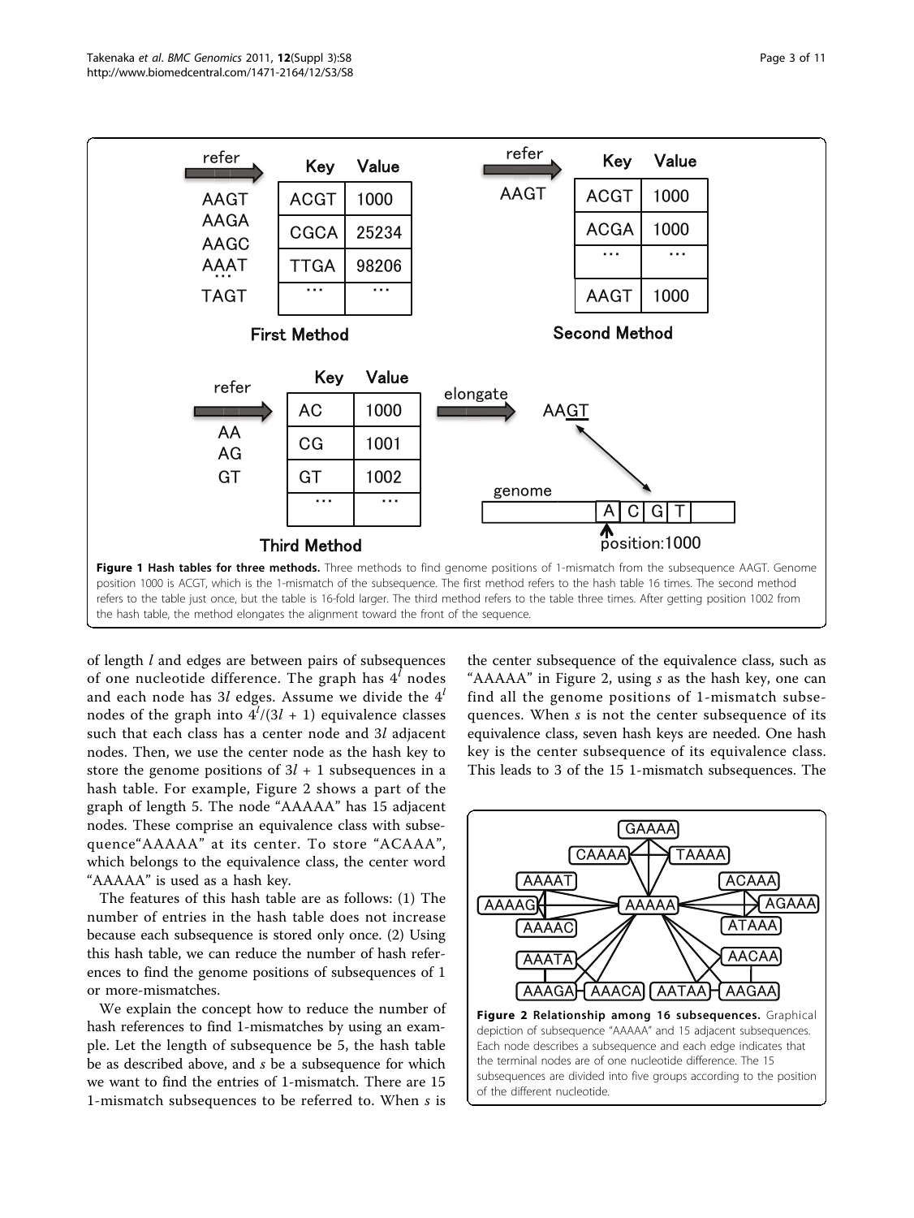**Figure 1 Hash tables for three methods.** Three methods to find genome positions of 1-mismatch from the subsequence AAGT. Genome position 1000 is ACGT, which is the 1-mismatch of the subsequence. The first method refers to the hash table 16 times. The second method refers to the table just once, but the table is 16-fold larger. The third method refers to the table three times. After getting position 1002 from the hash table, the method elongates the alignment toward the front of the sequence.

of length $l$ and edges are between pairs of subsequences of one nucleotide difference. The graph has $4^l$ nodes and each node has $3l$ edges. Assume we divide the $4^l$ nodes of the graph into $4^l/(3l + 1)$ equivalence classes such that each class has a center node and $3l$ adjacent nodes. Then, we use the center node as the hash key to store the genome positions of $3l + 1$ subsequences in a hash table. For example, Figure 2 shows a part of the graph of length 5. The node "AAAAA" has 15 adjacent nodes. These comprise an equivalence class with subsequence"AAAAA" at its center. To store "ACAAA", which belongs to the equivalence class, the center word "AAAAA" is used as a hash key.

The features of this hash table are as follows: (1) The number of entries in the hash table does not increase because each subsequence is stored only once. (2) Using this hash table, we can reduce the number of hash references to find the genome positions of subsequences of 1 or more-mismatches.

We explain the concept how to reduce the number of hash references to find 1-mismatches by using an example. Let the length of subsequence be 5, the hash table be as described above, and $s$ be a subsequence for which we want to find the entries of 1-mismatch. There are 15 1-mismatch subsequences to be referred to. When $s$ is the center subsequence of the equivalence class, such as "AAAAA" in Figure 2, using $s$ as the hash key, one can find all the genome positions of 1-mismatch subsequences. When $s$ is not the center subsequence of its equivalence class, seven hash keys are needed. One hash key is the center subsequence of its equivalence class. This leads to 3 of the 15 1-mismatch subsequences. The

**Figure 2 Relationship among 16 subsequences.** Graphical depiction of subsequence "AAAAA" and 15 adjacent subsequences. Each node describes a subsequence and each edge indicates that the terminal nodes are of one nucleotide difference. The 15 subsequences are divided into five groups according to the position of the different nucleotide.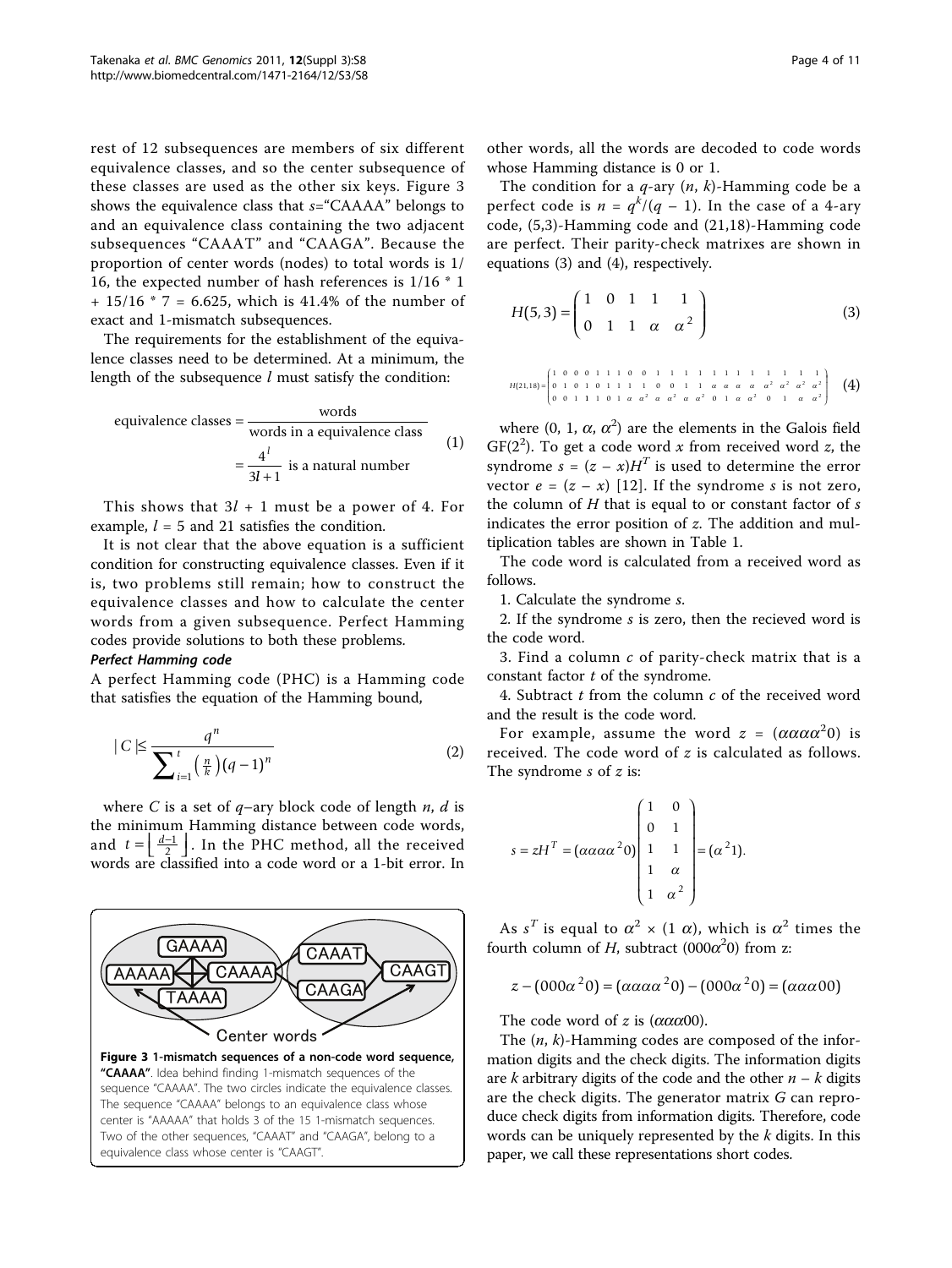rest of 12 subsequences are members of six different equivalence classes, and so the center subsequence of these classes are used as the other six keys. Figure 3 shows the equivalence class that $s$="CAAAA" belongs to and an equivalence class containing the two adjacent subsequences "CAAAT" and "CAAGA". Because the proportion of center words (nodes) to total words is 1/16, the expected number of hash references is 1/16 * 1 + 15/16 * 7 = 6.625, which is 41.4% of the number of exact and 1-mismatch subsequences.

The requirements for the establishment of the equivalence classes need to be determined. At a minimum, the length of the subsequence $l$ must satisfy the condition:

$$\text{equivalence classes} = \frac{\text{words}}{\text{words in a equivalence class}} = \frac{4^l}{3l+1} \text{ is a natural number} \tag{1}$$

This shows that $3l + 1$ must be a power of 4. For example, $l = 5$ and 21 satisfies the condition.

It is not clear that the above equation is a sufficient condition for constructing equivalence classes. Even if it is, two problems still remain; how to construct the equivalence classes and how to calculate the center words from a given subsequence. Perfect Hamming codes provide solutions to both these problems.

***Perfect Hamming code***

A perfect Hamming code (PHC) is a Hamming code that satisfies the equation of the Hamming bound,

$$|C| \leq \frac{q^n}{\sum_{i=1}^{t}\binom{n}{k}(q-1)^n} \tag{2}$$

where $C$ is a set of $q$–ary block code of length $n$, $d$ is the minimum Hamming distance between code words, and $t = \left\lfloor \frac{d-1}{2} \right\rfloor$. In the PHC method, all the received words are classified into a code word or a 1-bit error. In other words, all the words are decoded to code words whose Hamming distance is 0 or 1.

**Figure 3 1-mismatch sequences of a non-code word sequence, "CAAAA".** Idea behind finding 1-mismatch sequences of the sequence "CAAAA". The two circles indicate the equivalence classes. The sequence "CAAAA" belongs to an equivalence class whose center is "AAAAA" that holds 3 of the 15 1-mismatch sequences. Two of the other sequences, "CAAAT" and "CAAGA", belong to a equivalence class whose center is "CAAGT".

The condition for a $q$-ary ($n$, $k$)-Hamming code be a perfect code is $n = q^k/(q-1)$. In the case of a 4-ary code, (5,3)-Hamming code and (21,18)-Hamming code are perfect. Their parity-check matrixes are shown in equations (3) and (4), respectively.

$$H(5,3) = \begin{pmatrix} 1 & 0 & 1 & 1 & 1 \\ 0 & 1 & 1 & \alpha & \alpha^2 \end{pmatrix} \tag{3}$$

$$H(21,18) = \begin{pmatrix} 1 & 0 & 0 & 0 & 1 & 1 & 1 & 0 & 0 & 1 & 1 & 1 & 1 & 1 & 1 & 1 & 1 & 1 & 1 & 1 & 1 \\ 0 & 1 & 0 & 1 & 0 & 1 & 1 & 1 & 1 & 0 & 0 & 1 & 1 & \alpha & \alpha & \alpha & \alpha & \alpha^2 & \alpha^2 & \alpha^2 & \alpha^2 \\ 0 & 0 & 1 & 1 & 1 & 0 & 1 & \alpha & \alpha^2 & \alpha & \alpha^2 & \alpha & \alpha^2 & 0 & 1 & \alpha & \alpha^2 & 0 & 1 & \alpha & \alpha^2 \end{pmatrix} \tag{4}$$

where (0, 1, $\alpha$, $\alpha^2$) are the elements in the Galois field GF($2^2$). To get a code word $x$ from received word $z$, the syndrome $s = (z - x)H^T$ is used to determine the error vector $e = (z - x)$ [12]. If the syndrome $s$ is not zero, the column of $H$ that is equal to or constant factor of $s$ indicates the error position of $z$. The addition and multiplication tables are shown in Table 1.

The code word is calculated from a received word as follows.

1. Calculate the syndrome $s$.
2. If the syndrome $s$ is zero, then the recieved word is the code word.
3. Find a column $c$ of parity-check matrix that is a constant factor $t$ of the syndrome.
4. Subtract $t$ from the column $c$ of the received word and the result is the code word.

For example, assume the word $z = (\alpha\alpha\alpha\alpha^2 0)$ is received. The code word of $z$ is calculated as follows. The syndrome $s$ of $z$ is:

$$s = zH^T = (\alpha\alpha\alpha\alpha^2 0)\begin{pmatrix} 1 & 0 \\ 0 & 1 \\ 1 & 1 \\ 1 & \alpha \\ 1 & \alpha^2 \end{pmatrix} = (\alpha^2 1).$$

As $s^T$ is equal to $\alpha^2 \times (1\ \alpha)$, which is $\alpha^2$ times the fourth column of $H$, subtract $(000\alpha^2 0)$ from z:

$$z - (000\alpha^2 0) = (\alpha\alpha\alpha\alpha^2 0) - (000\alpha^2 0) = (\alpha\alpha\alpha 00)$$

The code word of $z$ is $(\alpha\alpha\alpha 00)$.

The ($n$, $k$)-Hamming codes are composed of the information digits and the check digits. The information digits are $k$ arbitrary digits of the code and the other $n - k$ digits are the check digits. The generator matrix $G$ can reproduce check digits from information digits. Therefore, code words can be uniquely represented by the $k$ digits. In this paper, we call these representations short codes.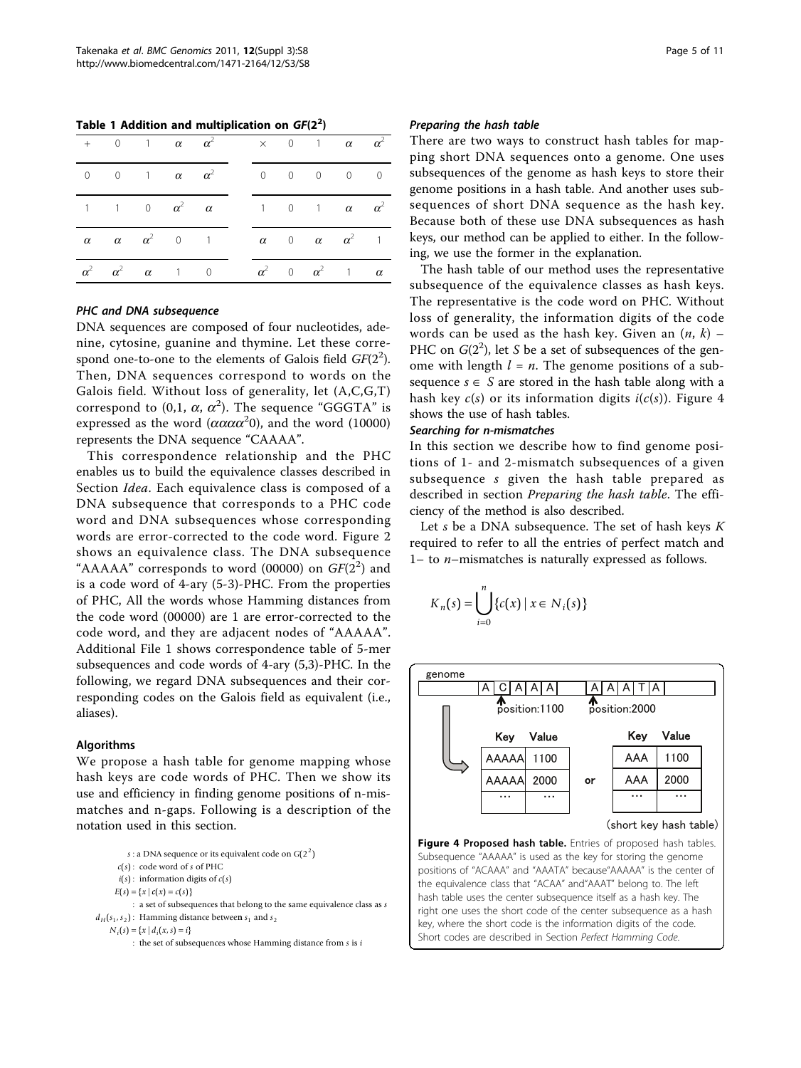**Table 1 Addition and multiplication on $GF(2^2)$**

| + | 0 | 1 | $\alpha$ | $\alpha^2$ |
|---|---|---|---|---|
| 0 | 0 | 1 | $\alpha$ | $\alpha^2$ |
| 1 | 1 | 0 | $\alpha^2$ | $\alpha$ |
| $\alpha$ | $\alpha$ | $\alpha^2$ | 0 | 1 |
| $\alpha^2$ | $\alpha^2$ | $\alpha$ | 1 | 0 |

| × | 0 | 1 | $\alpha$ | $\alpha^2$ |
|---|---|---|---|---|
| 0 | 0 | 0 | 0 | 0 |
| 1 | 0 | 1 | $\alpha$ | $\alpha^2$ |
| $\alpha$ | 0 | $\alpha$ | $\alpha^2$ | 1 |
| $\alpha^2$ | 0 | $\alpha^2$ | 1 | $\alpha$ |

#### PHC and DNA subsequence

DNA sequences are composed of four nucleotides, adenine, cytosine, guanine and thymine. Let these correspond one-to-one to the elements of Galois field $GF(2^2)$. Then, DNA sequences correspond to words on the Galois field. Without loss of generality, let (A,C,G,T) correspond to $(0,1, \alpha, \alpha^2)$. The sequence "GGGTA" is expressed as the word $(\alpha\alpha\alpha\alpha^2 0)$, and the word (10000) represents the DNA sequence "CAAAA".

This correspondence relationship and the PHC enables us to build the equivalence classes described in Section *Idea*. Each equivalence class is composed of a DNA subsequence that corresponds to a PHC code word and DNA subsequences whose corresponding words are error-corrected to the code word. Figure 2 shows an equivalence class. The DNA subsequence "AAAAA" corresponds to word (00000) on $GF(2^2)$ and is a code word of 4-ary (5-3)-PHC. From the properties of PHC, All the words whose Hamming distances from the code word (00000) are 1 are error-corrected to the code word, and they are adjacent nodes of "AAAAA". Additional File 1 shows correspondence table of 5-mer subsequences and code words of 4-ary (5,3)-PHC. In the following, we regard DNA subsequences and their corresponding codes on the Galois field as equivalent (i.e., aliases).

### Algorithms

We propose a hash table for genome mapping whose hash keys are code words of PHC. Then we show its use and efficiency in finding genome positions of n-mismatches and n-gaps. Following is a description of the notation used in this section.

- $s$ : a DNA sequence or its equivalent code on $G(2^2)$
- $c(s)$ : code word of $s$ of PHC
- $i(s)$ : information digits of $c(s)$
- $E(s) = \{x \mid c(x) = c(s)\}$
  : a set of subsequences that belong to the same equivalence class as $s$
- $d_H(s_1, s_2)$ : Hamming distance between $s_1$ and $s_2$
- $N_i(s) = \{x \mid d_i(x, s) = i\}$
  : the set of subsequences whose Hamming distance from $s$ is $i$

#### Preparing the hash table

There are two ways to construct hash tables for mapping short DNA sequences onto a genome. One uses subsequences of the genome as hash keys to store their genome positions in a hash table. And another uses subsequences of short DNA sequence as the hash key. Because both of these use DNA subsequences as hash keys, our method can be applied to either. In the following, we use the former in the explanation.

The hash table of our method uses the representative subsequence of the equivalence classes as hash keys. The representative is the code word on PHC. Without loss of generality, the information digits of the code words can be used as the hash key. Given an $(n, k)$ – PHC on $G(2^2)$, let $S$ be a set of subsequences of the genome with length $l = n$. The genome positions of a subsequence $s \in S$ are stored in the hash table along with a hash key $c(s)$ or its information digits $i(c(s))$. Figure 4 shows the use of hash tables.

#### Searching for n-mismatches

In this section we describe how to find genome positions of 1- and 2-mismatch subsequences of a given subsequence $s$ given the hash table prepared as described in section *Preparing the hash table*. The efficiency of the method is also described.

Let $s$ be a DNA subsequence. The set of hash keys $K$ required to refer to all the entries of perfect match and 1– to $n$–mismatches is naturally expressed as follows.

$$K_n(s) = \bigcup_{i=0}^{n} \{c(x) \mid x \in N_i(s)\}$$

genome: A C A A A (position:1100) ... A A A T A (position:2000)

| Key | Value |
|---|---|
| AAAAA | 1100 |
| AAAAA | 2000 |
| ... | ... |

or

| Key | Value |
|---|---|
| AAA | 1100 |
| AAA | 2000 |
| ... | ... |

(short key hash table)

**Figure 4 Proposed hash table.** Entries of proposed hash tables. Subsequence "AAAAA" is used as the key for storing the genome positions of "ACAAA" and "AAATA" because"AAAAA" is the center of the equivalence class that "ACAA" and"AAAT" belong to. The left hash table uses the center subsequence itself as a hash key. The right one uses the short code of the center subsequence as a hash key, where the short code is the information digits of the code. Short codes are described in Section *Perfect Hamming Code*.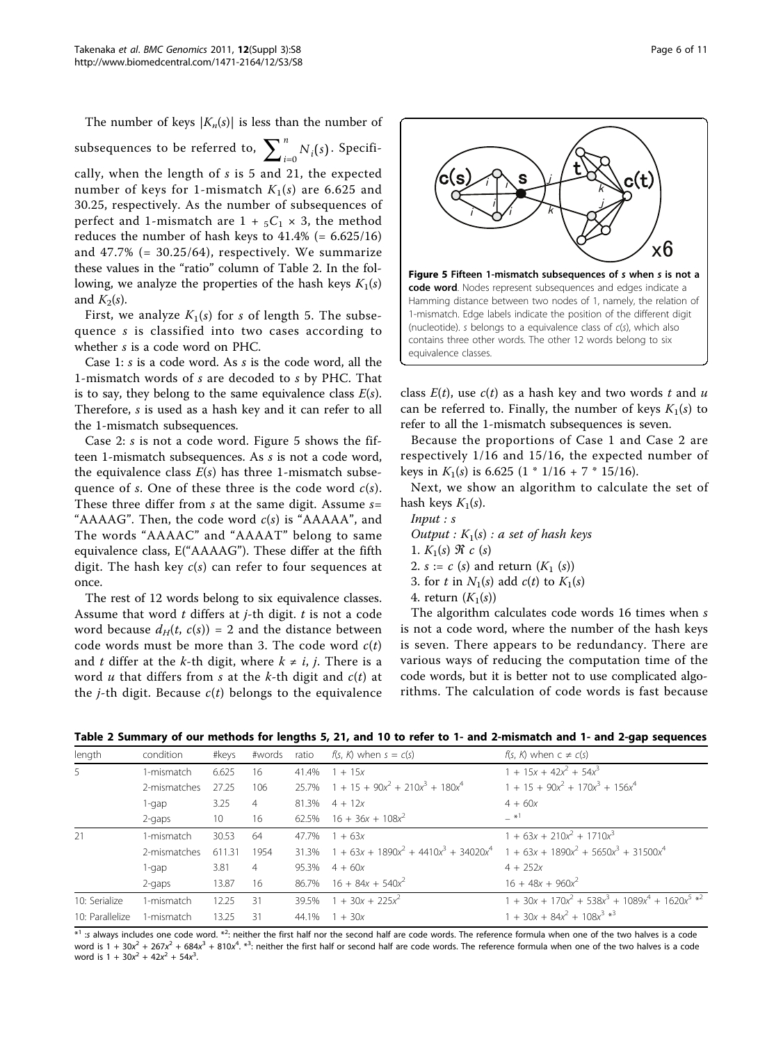The number of keys $|K_n(s)|$ is less than the number of subsequences to be referred to, $\sum_{i=0}^{n} N_i(s)$. Specifically, when the length of $s$ is 5 and 21, the expected number of keys for 1-mismatch $K_1(s)$ are 6.625 and 30.25, respectively. As the number of subsequences of perfect and 1-mismatch are $1 + {}_5C_1 \times 3$, the method reduces the number of hash keys to 41.4% (= 6.625/16) and 47.7% (= 30.25/64), respectively. We summarize these values in the "ratio" column of Table 2. In the following, we analyze the properties of the hash keys $K_1(s)$ and $K_2(s)$.

First, we analyze $K_1(s)$ for $s$ of length 5. The subsequence $s$ is classified into two cases according to whether $s$ is a code word on PHC.

Case 1: $s$ is a code word. As $s$ is the code word, all the 1-mismatch words of $s$ are decoded to $s$ by PHC. That is to say, they belong to the same equivalence class $E(s)$. Therefore, $s$ is used as a hash key and it can refer to all the 1-mismatch subsequences.

Case 2: $s$ is not a code word. Figure 5 shows the fifteen 1-mismatch subsequences. As $s$ is not a code word, the equivalence class $E(s)$ has three 1-mismatch subsequence of $s$. One of these three is the code word $c(s)$. These three differ from $s$ at the same digit. Assume $s$= "AAAAG". Then, the code word $c(s)$ is "AAAAA", and The words "AAAAC" and "AAAAT" belong to same equivalence class, E("AAAAG"). These differ at the fifth digit. The hash key $c(s)$ can refer to four sequences at once.

The rest of 12 words belong to six equivalence classes. Assume that word $t$ differs at $j$-th digit. $t$ is not a code word because $d_H(t, c(s)) = 2$ and the distance between code words must be more than 3. The code word $c(t)$ and $t$ differ at the $k$-th digit, where $k \neq i, j$. There is a word $u$ that differs from $s$ at the $k$-th digit and $c(t)$ at the $j$-th digit. Because $c(t)$ belongs to the equivalence class $E(t)$, use $c(t)$ as a hash key and two words $t$ and $u$ can be referred to. Finally, the number of keys $K_1(s)$ to refer to all the 1-mismatch subsequences is seven.

**Figure 5 Fifteen 1-mismatch subsequences of *s* when *s* is not a code word**. Nodes represent subsequences and edges indicate a Hamming distance between two nodes of 1, namely, the relation of 1-mismatch. Edge labels indicate the position of the different digit (nucleotide). *s* belongs to a equivalence class of *c*(*s*), which also contains three other words. The other 12 words belong to six equivalence classes.

Because the proportions of Case 1 and Case 2 are respectively 1/16 and 15/16, the expected number of keys in $K_1(s)$ is 6.625 (1 * 1/16 + 7 * 15/16).

Next, we show an algorithm to calculate the set of hash keys $K_1(s)$.

*Input* : *s*
*Output* : $K_1(s)$ : *a set of hash keys*
1. $K_1(s) \Re\ c\ (s)$
2. $s := c\ (s)$ and return $(K_1\ (s))$
3. for $t$ in $N_1(s)$ add $c(t)$ to $K_1(s)$
4. return $(K_1(s))$

The algorithm calculates code words 16 times when $s$ is not a code word, where the number of the hash keys is seven. There appears to be redundancy. There are various ways of reducing the computation time of the code words, but it is better not to use complicated algorithms. The calculation of code words is fast because

**Table 2 Summary of our methods for lengths 5, 21, and 10 to refer to 1- and 2-mismatch and 1- and 2-gap sequences**

| length | condition | #keys | #words | ratio | $f(s, K)$ when $s = c(s)$ | $f(s, K)$ when $c \neq c(s)$ |
|---|---|---|---|---|---|---|
| 5 | 1-mismatch | 6.625 | 16 | 41.4% | $1 + 15x$ | $1 + 15x + 42x^2 + 54x^3$ |
| | 2-mismatches | 27.25 | 106 | 25.7% | $1 + 15 + 90x^2 + 210x^3 + 180x^4$ | $1 + 15 + 90x^2 + 170x^3 + 156x^4$ |
| | 1-gap | 3.25 | 4 | 81.3% | $4 + 12x$ | $4 + 60x$ |
| | 2-gaps | 10 | 16 | 62.5% | $16 + 36x + 108x^2$ | – *1 |
| 21 | 1-mismatch | 30.53 | 64 | 47.7% | $1 + 63x$ | $1 + 63x + 210x^2 + 1710x^3$ |
| | 2-mismatches | 611.31 | 1954 | 31.3% | $1 + 63x + 1890x^2 + 4410x^3 + 34020x^4$ | $1 + 63x + 1890x^2 + 5650x^3 + 31500x^4$ |
| | 1-gap | 3.81 | 4 | 95.3% | $4 + 60x$ | $4 + 252x$ |
| | 2-gaps | 13.87 | 16 | 86.7% | $16 + 84x + 540x^2$ | $16 + 48x + 960x^2$ |
| 10: Serialize | 1-mismatch | 12.25 | 31 | 39.5% | $1 + 30x + 225x^2$ | $1 + 30x + 170x^2 + 538x^3 + 1089x^4 + 1620x^5$ *2 |
| 10: Parallelize | 1-mismatch | 13.25 | 31 | 44.1% | $1 + 30x$ | $1 + 30x + 84x^2 + 108x^3$ *3 |

*1 :*s* always includes one code word. *2: neither the first half nor the second half are code words. The reference formula when one of the two halves is a code word is $1 + 30x^2 + 267x^2 + 684x^3 + 810x^4$. *3: neither the first half or second half are code words. The reference formula when one of the two halves is a code word is $1 + 30x^2 + 42x^2 + 54x^3$.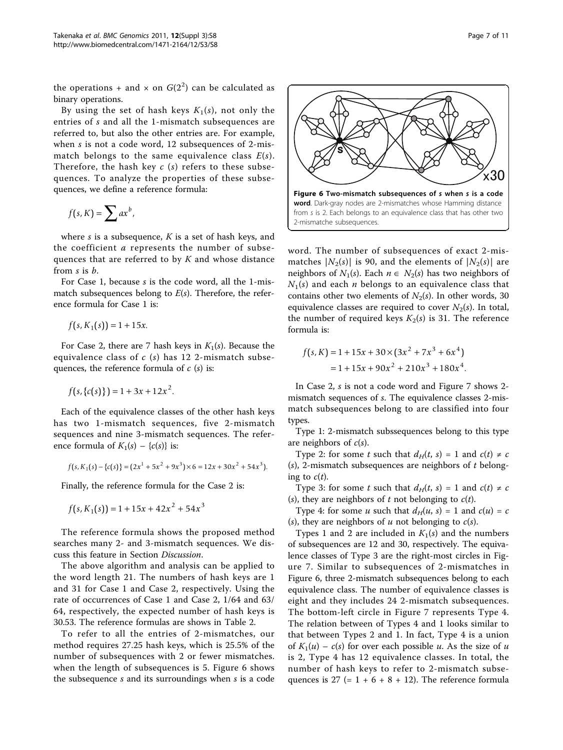the operations + and × on $G(2^2)$ can be calculated as binary operations.

By using the set of hash keys $K_1(s)$, not only the entries of $s$ and all the 1-mismatch subsequences are referred to, but also the other entries are. For example, when $s$ is not a code word, 12 subsequences of 2-mismatch belongs to the same equivalence class $E(s)$. Therefore, the hash key $c(s)$ refers to these subsequences. To analyze the properties of these subsequences, we define a reference formula:

$$f(s, K) = \sum ax^b,$$

where $s$ is a subsequence, $K$ is a set of hash keys, and the coefficient $a$ represents the number of subsequences that are referred to by $K$ and whose distance from $s$ is $b$.

For Case 1, because $s$ is the code word, all the 1-mismatch subsequences belong to $E(s)$. Therefore, the reference formula for Case 1 is:

$$f(s, K_1(s)) = 1 + 15x.$$

For Case 2, there are 7 hash keys in $K_1(s)$. Because the equivalence class of $c(s)$ has 12 2-mismatch subsequences, the reference formula of $c(s)$ is:

$$f(s, \{c(s)\}) = 1 + 3x + 12x^2.$$

Each of the equivalence classes of the other hash keys has two 1-mismatch sequences, five 2-mismatch sequences and nine 3-mismatch sequences. The reference formula of $K_1(s) - \{c(s)\}$ is:

$$f(s, K_1(s) - \{c(s)\}) = (2x^1 + 5x^2 + 9x^3) \times 6 = 12x + 30x^2 + 54x^3).$$

Finally, the reference formula for the Case 2 is:

$$f(s, K_1(s)) = 1 + 15x + 42x^2 + 54x^3$$

The reference formula shows the proposed method searches many 2- and 3-mismatch sequences. We discuss this feature in Section *Discussion*.

The above algorithm and analysis can be applied to the word length 21. The numbers of hash keys are 1 and 31 for Case 1 and Case 2, respectively. Using the rate of occurrences of Case 1 and Case 2, 1/64 and 63/64, respectively, the expected number of hash keys is 30.53. The reference formulas are shows in Table 2.

To refer to all the entries of 2-mismatches, our method requires 27.25 hash keys, which is 25.5% of the number of subsequences with 2 or fewer mismatches. when the length of subsequences is 5. Figure 6 shows the subsequence $s$ and its surroundings when $s$ is a code word. The number of subsequences of exact 2-mismatches $|N_2(s)|$ is 90, and the elements of $|N_2(s)|$ are neighbors of $N_1(s)$. Each $n \in N_2(s)$ has two neighbors of $N_1(s)$ and each $n$ belongs to an equivalence class that contains other two elements of $N_2(s)$. In other words, 30 equivalence classes are required to cover $N_2(s)$. In total, the number of required keys $K_2(s)$ is 31. The reference formula is:

$$\begin{aligned} f(s, K) &= 1 + 15x + 30 \times (3x^2 + 7x^3 + 6x^4) \\ &= 1 + 15x + 90x^2 + 210x^3 + 180x^4. \end{aligned}$$

**Figure 6 Two-mismatch subsequences of *s* when *s* is a code word**. Dark-gray nodes are 2-mismatches whose Hamming distance from *s* is 2. Each belongs to an equivalence class that has other two 2-mismatche subsequences.

In Case 2, $s$ is not a code word and Figure 7 shows 2-mismatch sequences of $s$. The equivalence classes 2-mismatch subsequences belong to are classified into four types.

Type 1: 2-mismatch subssequences belong to this type are neighbors of $c(s)$.

Type 2: for some $t$ such that $d_H(t, s) = 1$ and $c(t) \neq c(s)$, 2-mismatch subsequences are neighbors of $t$ belonging to $c(t)$.

Type 3: for some $t$ such that $d_H(t, s) = 1$ and $c(t) \neq c(s)$, they are neighbors of $t$ not belonging to $c(t)$.

Type 4: for some $u$ such that $d_H(u, s) = 1$ and $c(u) = c(s)$, they are neighbors of $u$ not belonging to $c(s)$.

Types 1 and 2 are included in $K_1(s)$ and the numbers of subsequences are 12 and 30, respectively. The equivalence classes of Type 3 are the right-most circles in Figure 7. Similar to subsequences of 2-mismatches in Figure 6, three 2-mismatch subsequences belong to each equivalence class. The number of equivalence classes is eight and they includes 24 2-mismatch subsequences. The bottom-left circle in Figure 7 represents Type 4. The relation between of Types 4 and 1 looks similar to that between Types 2 and 1. In fact, Type 4 is a union of $K_1(u) - c(s)$ for over each possible $u$. As the size of $u$ is 2, Type 4 has 12 equivalence classes. In total, the number of hash keys to refer to 2-mismatch subsequences is 27 (= 1 + 6 + 8 + 12). The reference formula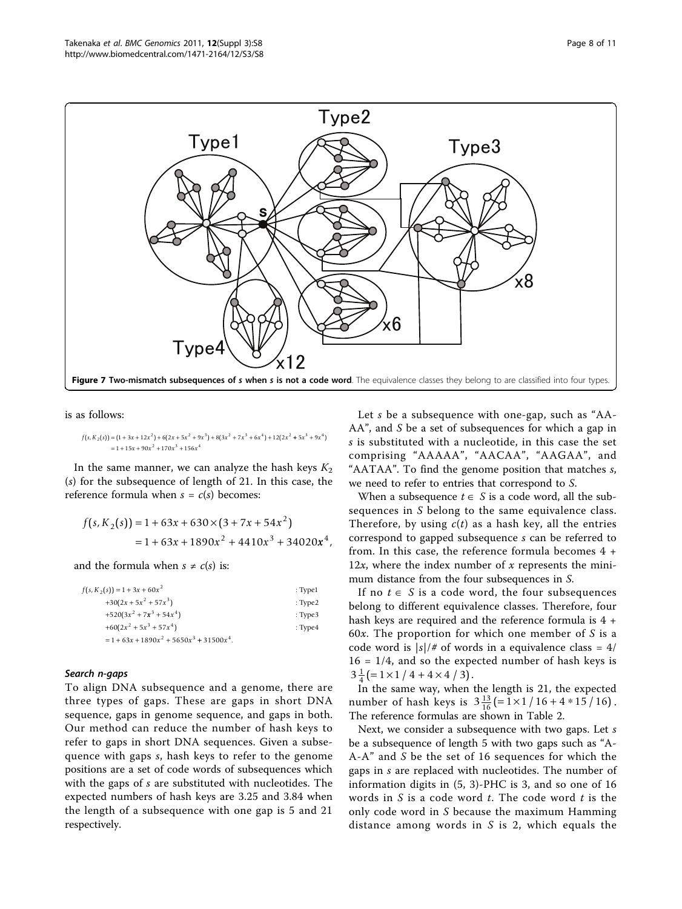**Figure 7 Two-mismatch subsequences of *s* when *s* is not a code word**. The equivalence classes they belong to are classified into four types.

is as follows:

$$f(s, K_2(s)) = (1+3x+12x^2) + 6(2x+5x^2+9x^3) + 8(3x^2+7x^3+6x^4) + 12(2x^2+5x^3+9x^4)$$
$$= 1+15x+90x^2+170x^3+156x^4$$

In the same manner, we can analyze the hash keys $K_2(s)$ for the subsequence of length of 21. In this case, the reference formula when $s = c(s)$ becomes:

$$f(s, K_2(s)) = 1 + 63x + 630 \times (3 + 7x + 54x^2)$$
$$= 1 + 63x + 1890x^2 + 4410x^3 + 34020x^4,$$

and the formula when $s \neq c(s)$ is:

$$f(s, K_2(s)) = 1 + 3x + 60x^2 \quad \text{: Type1}$$
$$+30(2x + 5x^2 + 57x^3) \quad \text{: Type2}$$
$$+520(3x^2 + 7x^3 + 54x^4) \quad \text{: Type3}$$
$$+60(2x^2 + 5x^3 + 57x^4) \quad \text{: Type4}$$
$$= 1 + 63x + 1890x^2 + 5650x^3 + 31500x^4.$$

### Search n-gaps

To align DNA subsequence and a genome, there are three types of gaps. These are gaps in short DNA sequence, gaps in genome sequence, and gaps in both. Our method can reduce the number of hash keys to refer to gaps in short DNA sequences. Given a subsequence with gaps *s*, hash keys to refer to the genome positions are a set of code words of subsequences which with the gaps of *s* are substituted with nucleotides. The expected numbers of hash keys are 3.25 and 3.84 when the length of a subsequence with one gap is 5 and 21 respectively.

Let *s* be a subsequence with one-gap, such as "AA-AA", and *S* be a set of subsequences for which a gap in *s* is substituted with a nucleotide, in this case the set comprising "AAAAA", "AACAA", "AAGAA", and "AATAA". To find the genome position that matches *s*, we need to refer to entries that correspond to *S*.

When a subsequence $t \in S$ is a code word, all the subsequences in *S* belong to the same equivalence class. Therefore, by using $c(t)$ as a hash key, all the entries correspond to gapped subsequence *s* can be referred to from. In this case, the reference formula becomes $4 + 12x$, where the index number of *x* represents the minimum distance from the four subsequences in *S*.

If no $t \in S$ is a code word, the four subsequences belong to different equivalence classes. Therefore, four hash keys are required and the reference formula is $4 + 60x$. The proportion for which one member of *S* is a code word is $|s|/\#$ of words in a equivalence class = $4/16 = 1/4$, and so the expected number of hash keys is $3\frac{1}{4}(= 1 \times 1/4 + 4 \times 4/3)$.

In the same way, when the length is 21, the expected number of hash keys is $3\frac{13}{16}(= 1 \times 1/16 + 4 * 15/16)$. The reference formulas are shown in Table 2.

Next, we consider a subsequence with two gaps. Let *s* be a subsequence of length 5 with two gaps such as "A-A-A" and *S* be the set of 16 sequences for which the gaps in *s* are replaced with nucleotides. The number of information digits in (5, 3)-PHC is 3, and so one of 16 words in *S* is a code word *t*. The code word *t* is the only code word in *S* because the maximum Hamming distance among words in *S* is 2, which equals the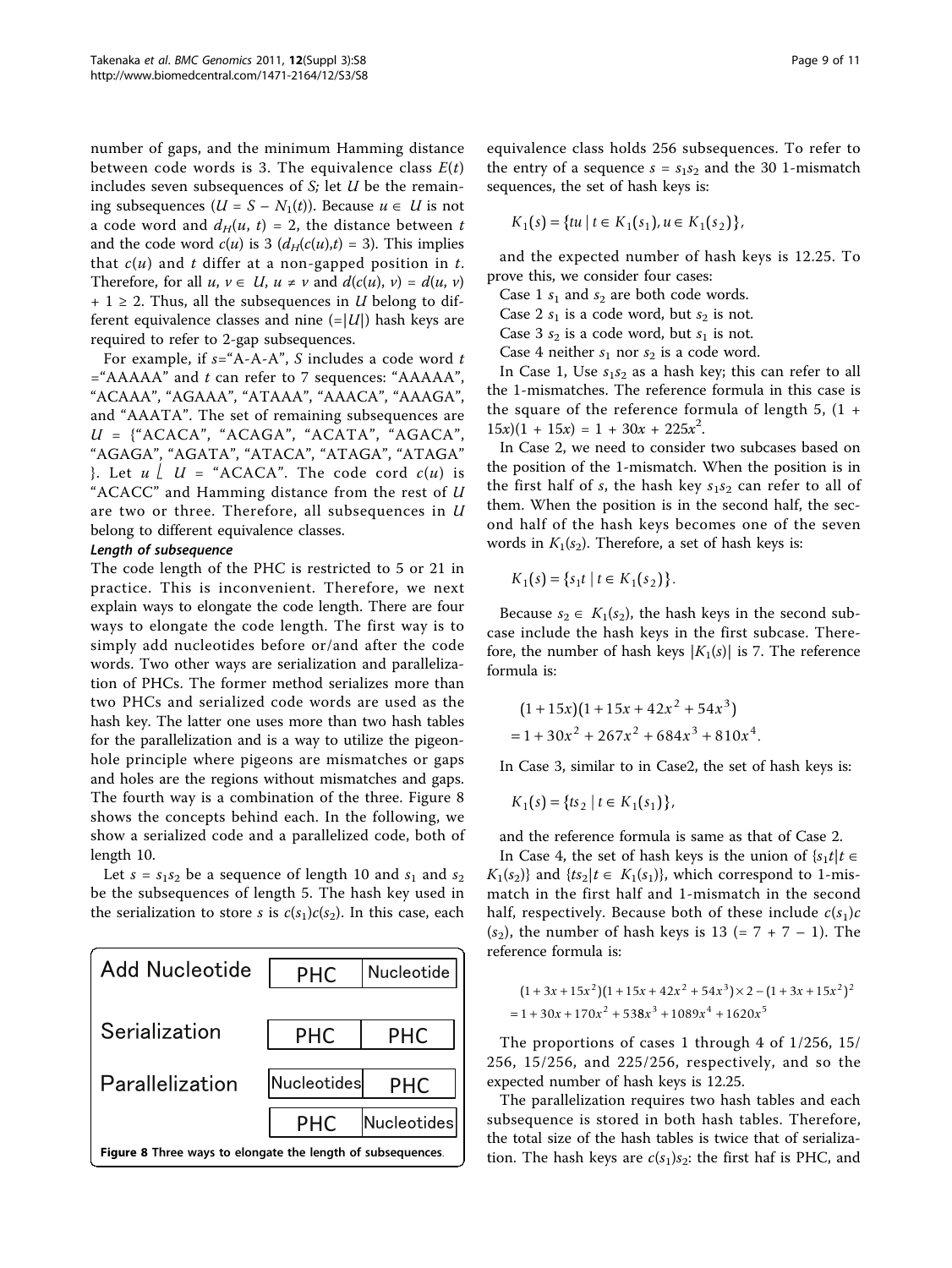number of gaps, and the minimum Hamming distance between code words is 3. The equivalence class $E(t)$ includes seven subsequences of $S$; let $U$ be the remaining subsequences ($U = S - N_1(t)$). Because $u \in U$ is not a code word and $d_H(u, t) = 2$, the distance between $t$ and the code word $c(u)$ is 3 ($d_H(c(u),t) = 3$). This implies that $c(u)$ and $t$ differ at a non-gapped position in $t$. Therefore, for all $u, v \in U$, $u \neq v$ and $d(c(u), v) = d(u, v) + 1 \geq 2$. Thus, all the subsequences in $U$ belong to different equivalence classes and nine ($=|U|$) hash keys are required to refer to 2-gap subsequences.

For example, if $s$="A-A-A", $S$ includes a code word $t$ ="AAAAA" and $t$ can refer to 7 sequences: "AAAAA", "ACAAA", "AGAAA", "ATAAA", "AAACA", "AAAGA", and "AAATA". The set of remaining subsequences are $U$ = {"ACACA", "ACAGA", "ACATA", "AGACA", "AGAGA", "AGATA", "ATACA", "ATAGA", "ATAGA" }. Let $u \in U$ = "ACACA". The code cord $c(u)$ is "ACACC" and Hamming distance from the rest of $U$ are two or three. Therefore, all subsequences in $U$ belong to different equivalence classes.

#### *Length of subsequence*

The code length of the PHC is restricted to 5 or 21 in practice. This is inconvenient. Therefore, we next explain ways to elongate the code length. There are four ways to elongate the code length. The first way is to simply add nucleotides before or/and after the code words. Two other ways are serialization and parallelization of PHCs. The former method serializes more than two PHCs and serialized code words are used as the hash key. The latter one uses more than two hash tables for the parallelization and is a way to utilize the pigeonhole principle where pigeons are mismatches or gaps and holes are the regions without mismatches and gaps. The fourth way is a combination of the three. Figure 8 shows the concepts behind each. In the following, we show a serialized code and a parallelized code, both of length 10.

Let $s = s_1s_2$ be a sequence of length 10 and $s_1$ and $s_2$ be the subsequences of length 5. The hash key used in the serialization to store $s$ is $c(s_1)c(s_2)$. In this case, each equivalence class holds 256 subsequences. To refer to the entry of a sequence $s = s_1s_2$ and the 30 1-mismatch sequences, the set of hash keys is:

$$K_1(s) = \{tu \mid t \in K_1(s_1), u \in K_1(s_2)\},$$

and the expected number of hash keys is 12.25. To prove this, we consider four cases:

Case 1 $s_1$ and $s_2$ are both code words.

Case 2 $s_1$ is a code word, but $s_2$ is not.

Case 3 $s_2$ is a code word, but $s_1$ is not.

Case 4 neither $s_1$ nor $s_2$ is a code word.

In Case 1, Use $s_1s_2$ as a hash key; this can refer to all the 1-mismatches. The reference formula in this case is the square of the reference formula of length 5, $(1 + 15x)(1 + 15x) = 1 + 30x + 225x^2$.

In Case 2, we need to consider two subcases based on the position of the 1-mismatch. When the position is in the first half of $s$, the hash key $s_1s_2$ can refer to all of them. When the position is in the second half, the second half of the hash keys becomes one of the seven words in $K_1(s_2)$. Therefore, a set of hash keys is:

$$K_1(s) = \{s_1t \mid t \in K_1(s_2)\}.$$

Because $s_2 \in K_1(s_2)$, the hash keys in the second subcase include the hash keys in the first subcase. Therefore, the number of hash keys $|K_1(s)|$ is 7. The reference formula is:

$$\begin{aligned}&(1+15x)(1+15x+42x^2+54x^3)\\&=1+30x^2+267x^2+684x^3+810x^4.\end{aligned}$$

In Case 3, similar to in Case2, the set of hash keys is:

$$K_1(s) = \{ts_2 \mid t \in K_1(s_1)\},$$

and the reference formula is same as that of Case 2.

In Case 4, the set of hash keys is the union of $\{s_1t|t \in K_1(s_2)\}$ and $\{ts_2|t \in K_1(s_1)\}$, which correspond to 1-mismatch in the first half and 1-mismatch in the second half, respectively. Because both of these include $c(s_1)c(s_2)$, the number of hash keys is 13 (= 7 + 7 − 1). The reference formula is:

$$\begin{aligned}&(1+3x+15x^2)(1+15x+42x^2+54x^3)\times 2-(1+3x+15x^2)^2\\&=1+30x+170x^2+538x^3+1089x^4+1620x^5\end{aligned}$$

The proportions of cases 1 through 4 of 1/256, 15/256, 15/256, and 225/256, respectively, and so the expected number of hash keys is 12.25.

The parallelization requires two hash tables and each subsequence is stored in both hash tables. Therefore, the total size of the hash tables is twice that of serialization. The hash keys are $c(s_1)s_2$: the first haf is PHC, and

| Add Nucleotide | PHC | Nucleotide |
|---|---|---|
| Serialization | PHC | PHC |
| Parallelization | Nucleotides | PHC |
| | PHC | Nucleotides |

**Figure 8** Three ways to elongate the length of subsequences.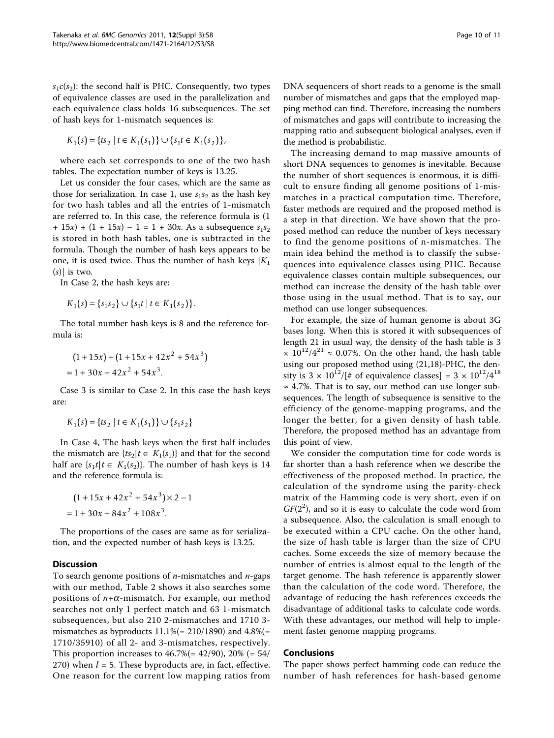$s_1c(s_2)$: the second half is PHC. Consequently, two types of equivalence classes are used in the parallelization and each equivalence class holds 16 subsequences. The set of hash keys for 1-mismatch sequences is:

$$K_1(s) = \{ts_2 \mid t \in K_1(s_1)\} \cup \{s_1t \in K_1(s_2)\},$$

where each set corresponds to one of the two hash tables. The expectation number of keys is 13.25.

Let us consider the four cases, which are the same as those for serialization. In case 1, use $s_1s_2$ as the hash key for two hash tables and all the entries of 1-mismatch are referred to. In this case, the reference formula is $(1 + 15x) + (1 + 15x) - 1 = 1 + 30x$. As a subsequence $s_1s_2$ is stored in both hash tables, one is subtracted in the formula. Though the number of hash keys appears to be one, it is used twice. Thus the number of hash keys $|K_1(s)|$ is two.

In Case 2, the hash keys are:

$$K_1(s) = \{s_1s_2\} \cup \{s_1t \mid t \in K_1(s_2)\}.$$

The total number hash keys is 8 and the reference formula is:

$$\begin{aligned}&(1 + 15x) + (1 + 15x + 42x^2 + 54x^3)\\ &= 1 + 30x + 42x^2 + 54x^3.\end{aligned}$$

Case 3 is similar to Case 2. In this case the hash keys are:

$$K_1(s) = \{ts_2 \mid t \in K_1(s_1)\} \cup \{s_1s_2\}$$

In Case 4, The hash keys when the first half includes the mismatch are $\{ts_2 | t \in K_1(s_1)\}$ and that for the second half are $\{s_1t | t \in K_1(s_2)\}$. The number of hash keys is 14 and the reference formula is:

$$\begin{aligned}&(1 + 15x + 42x^2 + 54x^3) \times 2 - 1\\ &= 1 + 30x + 84x^2 + 108x^3.\end{aligned}$$

The proportions of the cases are same as for serialization, and the expected number of hash keys is 13.25.

## Discussion

To search genome positions of $n$-mismatches and $n$-gaps with our method, Table 2 shows it also searches some positions of $n+\alpha$-mismatch. For example, our method searches not only 1 perfect match and 63 1-mismatch subsequences, but also 210 2-mismatches and 1710 3-mismatches as byproducts 11.1%(= 210/1890) and 4.8%(= 1710/35910) of all 2- and 3-mismatches, respectively. This proportion increases to 46.7%(= 42/90), 20% (= 54/270) when $l = 5$. These byproducts are, in fact, effective. One reason for the current low mapping ratios from DNA sequencers of short reads to a genome is the small number of mismatches and gaps that the employed mapping method can find. Therefore, increasing the numbers of mismatches and gaps will contribute to increasing the mapping ratio and subsequent biological analyses, even if the method is probabilistic.

The increasing demand to map massive amounts of short DNA sequences to genomes is inevitable. Because the number of short sequences is enormous, it is difficult to ensure finding all genome positions of 1-mismatches in a practical computation time. Therefore, faster methods are required and the proposed method is a step in that direction. We have shown that the proposed method can reduce the number of keys necessary to find the genome positions of n-mismatches. The main idea behind the method is to classify the subsequences into equivalence classes using PHC. Because equivalence classes contain multiple subsequences, our method can increase the density of the hash table over those using in the usual method. That is to say, our method can use longer subsequences.

For example, the size of human genome is about 3G bases long. When this is stored it with subsequences of length 21 in usual way, the density of the hash table is $3 \times 10^{12}/4^{21} \approx 0.07\%$. On the other hand, the hash table using our proposed method using (21,18)-PHC, the density is $3 \times 10^{12}/[\text{\# of equivalence classes}] = 3 \times 10^{12}/4^{18} \approx 4.7\%$. That is to say, our method can use longer subsequences. The length of subsequence is sensitive to the efficiency of the genome-mapping programs, and the longer the better, for a given density of hash table. Therefore, the proposed method has an advantage from this point of view.

We consider the computation time for code words is far shorter than a hash reference when we describe the effectiveness of the proposed method. In practice, the calculation of the syndrome using the parity-check matrix of the Hamming code is very short, even if on $GF(2^2)$, and so it is easy to calculate the code word from a subsequence. Also, the calculation is small enough to be executed within a CPU cache. On the other hand, the size of hash table is larger than the size of CPU caches. Some exceeds the size of memory because the number of entries is almost equal to the length of the target genome. The hash reference is apparently slower than the calculation of the code word. Therefore, the advantage of reducing the hash references exceeds the disadvantage of additional tasks to calculate code words. With these advantages, our method will help to implement faster genome mapping programs.

## Conclusions

The paper shows perfect hamming code can reduce the number of hash references for hash-based genome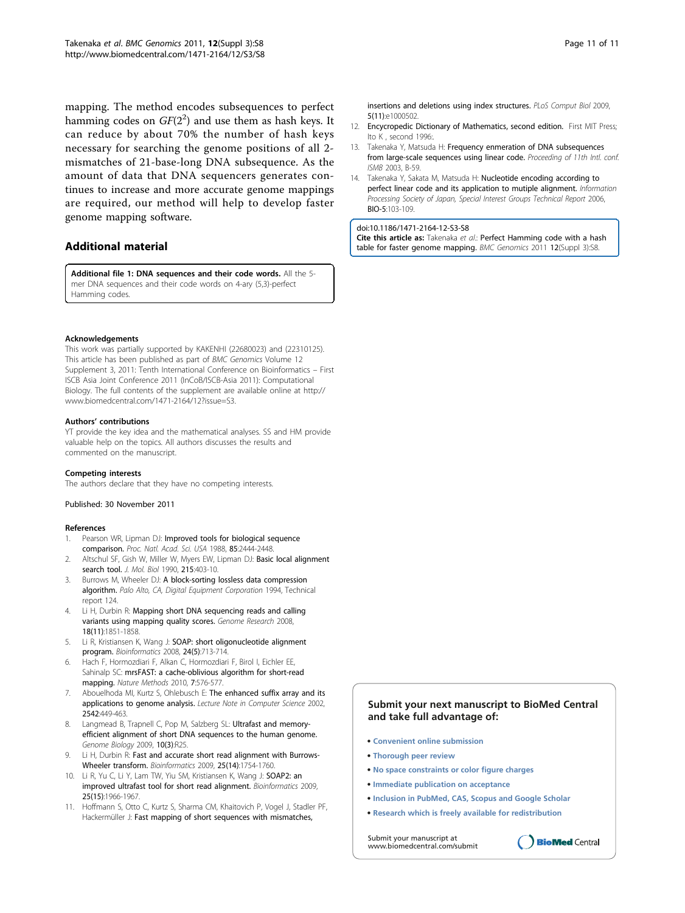mapping. The method encodes subsequences to perfect hamming codes on $GF(2^2)$ and use them as hash keys. It can reduce by about 70% the number of hash keys necessary for searching the genome positions of all 2-mismatches of 21-base-long DNA subsequence. As the amount of data that DNA sequencers generates continues to increase and more accurate genome mappings are required, our method will help to develop faster genome mapping software.

## Additional material

**Additional file 1: DNA sequences and their code words.** All the 5-mer DNA sequences and their code words on 4-ary (5,3)-perfect Hamming codes.

#### Acknowledgements

This work was partially supported by KAKENHI (22680023) and (22310125). This article has been published as part of *BMC Genomics* Volume 12 Supplement 3, 2011: Tenth International Conference on Bioinformatics – First ISCB Asia Joint Conference 2011 (InCoB/ISCB-Asia 2011): Computational Biology. The full contents of the supplement are available online at http://www.biomedcentral.com/1471-2164/12?issue=S3.

#### Authors' contributions

YT provide the key idea and the mathematical analyses. SS and HM provide valuable help on the topics. All authors discusses the results and commented on the manuscript.

#### Competing interests

The authors declare that they have no competing interests.

Published: 30 November 2011

#### References

1. Pearson WR, Lipman DJ: **Improved tools for biological sequence comparison.** *Proc. Natl. Acad. Sci. USA* 1988, **85**:2444-2448.
2. Altschul SF, Gish W, Miller W, Myers EW, Lipman DJ: **Basic local alignment search tool.** *J. Mol. Biol* 1990, **215**:403-10.
3. Burrows M, Wheeler DJ: **A block-sorting lossless data compression algorithm.** *Palo Alto, CA, Digital Equipment Corporation* 1994, Technical report 124.
4. Li H, Durbin R: **Mapping short DNA sequencing reads and calling variants using mapping quality scores.** *Genome Research* 2008, **18(11)**:1851-1858.
5. Li R, Kristiansen K, Wang J: **SOAP: short oligonucleotide alignment program.** *Bioinformatics* 2008, **24(5)**:713-714.
6. Hach F, Hormozdiari F, Alkan C, Hormozdiari F, Birol I, Eichler EE, Sahinalp SC: **mrsFAST: a cache-oblivious algorithm for short-read mapping.** *Nature Methods* 2010, **7**:576-577.
7. Abouelhoda MI, Kurtz S, Ohlebusch E: **The enhanced suffix array and its applications to genome analysis.** *Lecture Note in Computer Science* 2002, **2542**:449-463.
8. Langmead B, Trapnell C, Pop M, Salzberg SL: **Ultrafast and memory-efficient alignment of short DNA sequences to the human genome.** *Genome Biology* 2009, **10(3)**:R25.
9. Li H, Durbin R: **Fast and accurate short read alignment with Burrows-Wheeler transform.** *Bioinformatics* 2009, **25(14)**:1754-1760.
10. Li R, Yu C, Li Y, Lam TW, Yiu SM, Kristiansen K, Wang J: **SOAP2: an improved ultrafast tool for short read alignment.** *Bioinformatics* 2009, **25(15)**:1966-1967.
11. Hoffmann S, Otto C, Kurtz S, Sharma CM, Khaitovich P, Vogel J, Stadler PF, Hackermüller J: **Fast mapping of short sequences with mismatches, insertions and deletions using index structures.** *PLoS Comput Biol* 2009, **5(11)**:e1000502.
12. **Encycropedic Dictionary of Mathematics, second edition.** First MIT Press; Ito K , second 1996:.
13. Takenaka Y, Matsuda H: **Frequency enmeration of DNA subsequences from large-scale sequences using linear code.** *Proceeding of 11th Intl. conf. ISMB* 2003, B-59.
14. Takenaka Y, Sakata M, Matsuda H: **Nucleotide encoding according to perfect linear code and its application to mutiple alignment.** *Information Processing Society of Japan, Special Interest Groups Technical Report* 2006, **BIO-5**:103-109.

doi:10.1186/1471-2164-12-S3-S8

**Cite this article as:** Takenaka *et al.*: Perfect Hamming code with a hash table for faster genome mapping. *BMC Genomics* 2011 **12**(Suppl 3):S8.

**Submit your next manuscript to BioMed Central and take full advantage of:**

- Convenient online submission
- Thorough peer review
- No space constraints or color figure charges
- Immediate publication on acceptance
- Inclusion in PubMed, CAS, Scopus and Google Scholar
- Research which is freely available for redistribution

Submit your manuscript at www.biomedcentral.com/submit

BioMed Central